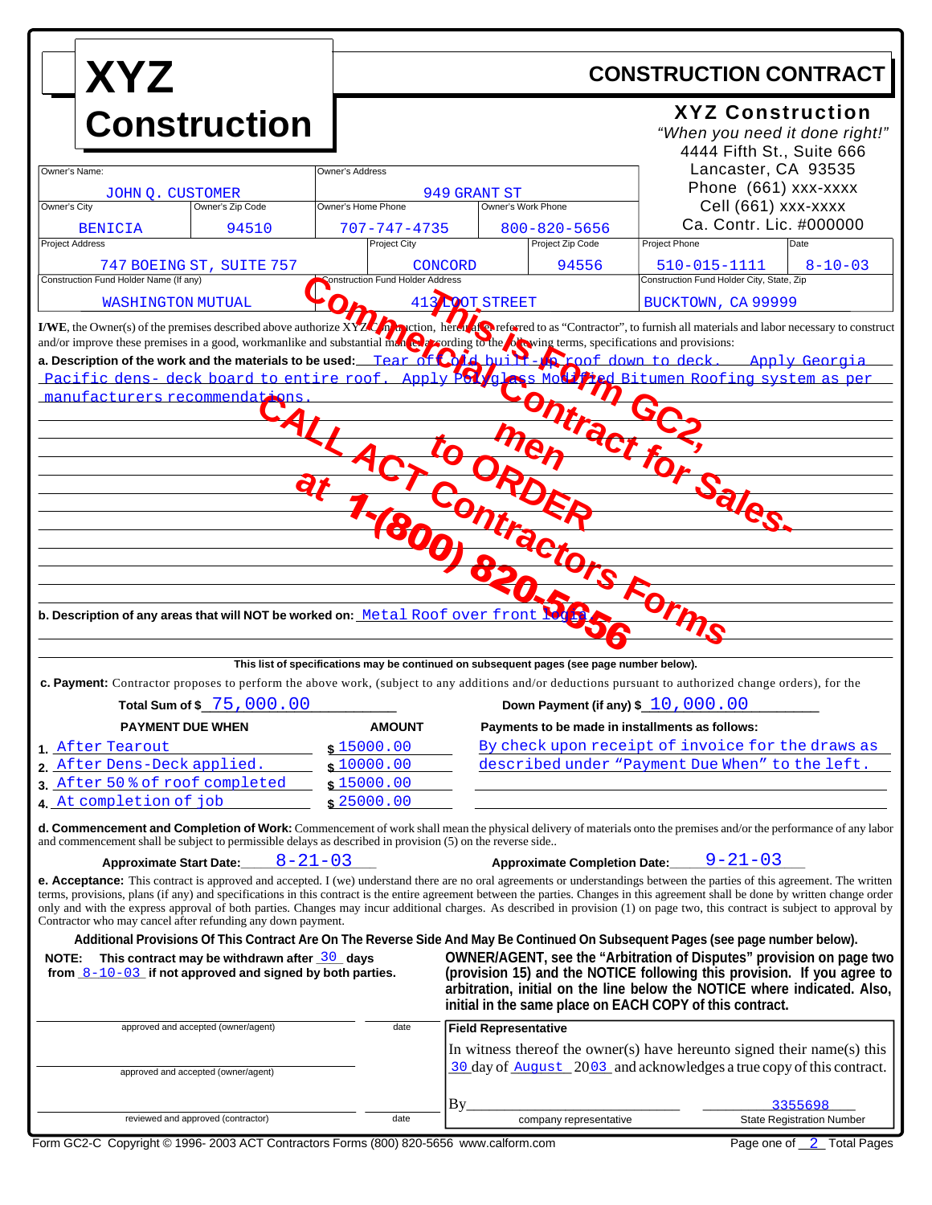# XYZ Construction

## CONSTRUCTION CONTRACT

**XYZ Construction**
*"When you need it done right!"*
4444 Fifth St., Suite 666
Lancaster, CA 93535
Phone (661) xxx-xxxx
Cell (661) xxx-xxxx
Ca. Contr. Lic. #000000

| Owner's Name: | | Owner's Address | |
|---|---|---|---|
| JOHN Q. CUSTOMER | | 949 GRANT ST | |
| **Owner's City** | **Owner's Zip Code** | **Owner's Home Phone** | **Owner's Work Phone** |
| BENICIA | 94510 | 707-747-4735 | 800-820-5656 |

| Project Address | Project City | Project Zip Code | Project Phone | Date |
|---|---|---|---|---|
| 747 BOEING ST, SUITE 757 | CONCORD | 94556 | 510-015-1111 | 8-10-03 |

| Construction Fund Holder Name (If any) | Construction Fund Holder Address | Construction Fund Holder City, State, Zip |
|---|---|---|
| WASHINGTON MUTUAL | 413 ROOT STREET | BUCKTOWN, CA 99999 |

**I/WE**, the Owner(s) of the premises described above authorize XYZ Construction, hereinafter referred to as "Contractor", to furnish all materials and labor necessary to construct and/or improve these premises in a good, workmanlike and substantial manner according to the following terms, specifications and provisions:

**a. Description of the work and the materials to be used:** Tear off old built-up roof down to deck. Apply Georgia Pacific dens- deck board to entire roof. Apply Polyglass Modified Bitumen Roofing system as per manufacturers recommendations.

**b. Description of any areas that will NOT be worked on:** Metal Roof over front Lobby

*This is Form GC2, Commercial Contract for Sales-men to ORDER CALL ACT Contractors Forms at 1-(800) 820-5656*

**This list of specifications may be continued on subsequent pages (see page number below).**

**c. Payment:** Contractor proposes to perform the above work, (subject to any additions and/or deductions pursuant to authorized change orders), for the

**Total Sum of $** 75,000.00 **Down Payment (if any) $** 10,000.00

| PAYMENT DUE WHEN | AMOUNT |
|---|---|
| 1. After Tearout | $ 15000.00 |
| 2. After Dens-Deck applied. | $ 10000.00 |
| 3. After 50% of roof completed | $ 15000.00 |
| 4. At completion of job | $ 25000.00 |

**Payments to be made in installments as follows:** By check upon receipt of invoice for the draws as described under "Payment Due When" to the left.

**d. Commencement and Completion of Work:** Commencement of work shall mean the physical delivery of materials onto the premises and/or the performance of any labor and commencement shall be subject to permissible delays as described in provision (5) on the reverse side..

**Approximate Start Date:** 8-21-03 **Approximate Completion Date:** 9-21-03

**e. Acceptance:** This contract is approved and accepted. I (we) understand there are no oral agreements or understandings between the parties of this agreement. The written terms, provisions, plans (if any) and specifications in this contract is the entire agreement between the parties. Changes in this agreement shall be done by written change order only and with the express approval of both parties. Changes may incur additional charges. As described in provision (1) on page two, this contract is subject to approval by Contractor who may cancel after refunding any down payment.

**Additional Provisions Of This Contract Are On The Reverse Side And May Be Continued On Subsequent Pages (see page number below).**

**NOTE: This contract may be withdrawn after** 30 **days from** 8-10-03 **if not approved and signed by both parties.**

**OWNER/AGENT, see the "Arbitration of Disputes" provision on page two (provision 15) and the NOTICE following this provision. If you agree to arbitration, initial on the line below the NOTICE where indicated. Also, initial in the same place on EACH COPY of this contract.**

_______________ approved and accepted (owner/agent) _______ date

_______________ approved and accepted (owner/agent)

_______________ reviewed and approved (contractor) _______ date

**Field Representative**

In witness thereof the owner(s) have hereunto signed their name(s) this 30 day of August 2003 and acknowledges a true copy of this contract.

By_______________ company representative

3355698 State Registration Number

Form GC2-C Copyright © 1996- 2003 ACT Contractors Forms (800) 820-5656 www.calform.com

Page one of 2 Total Pages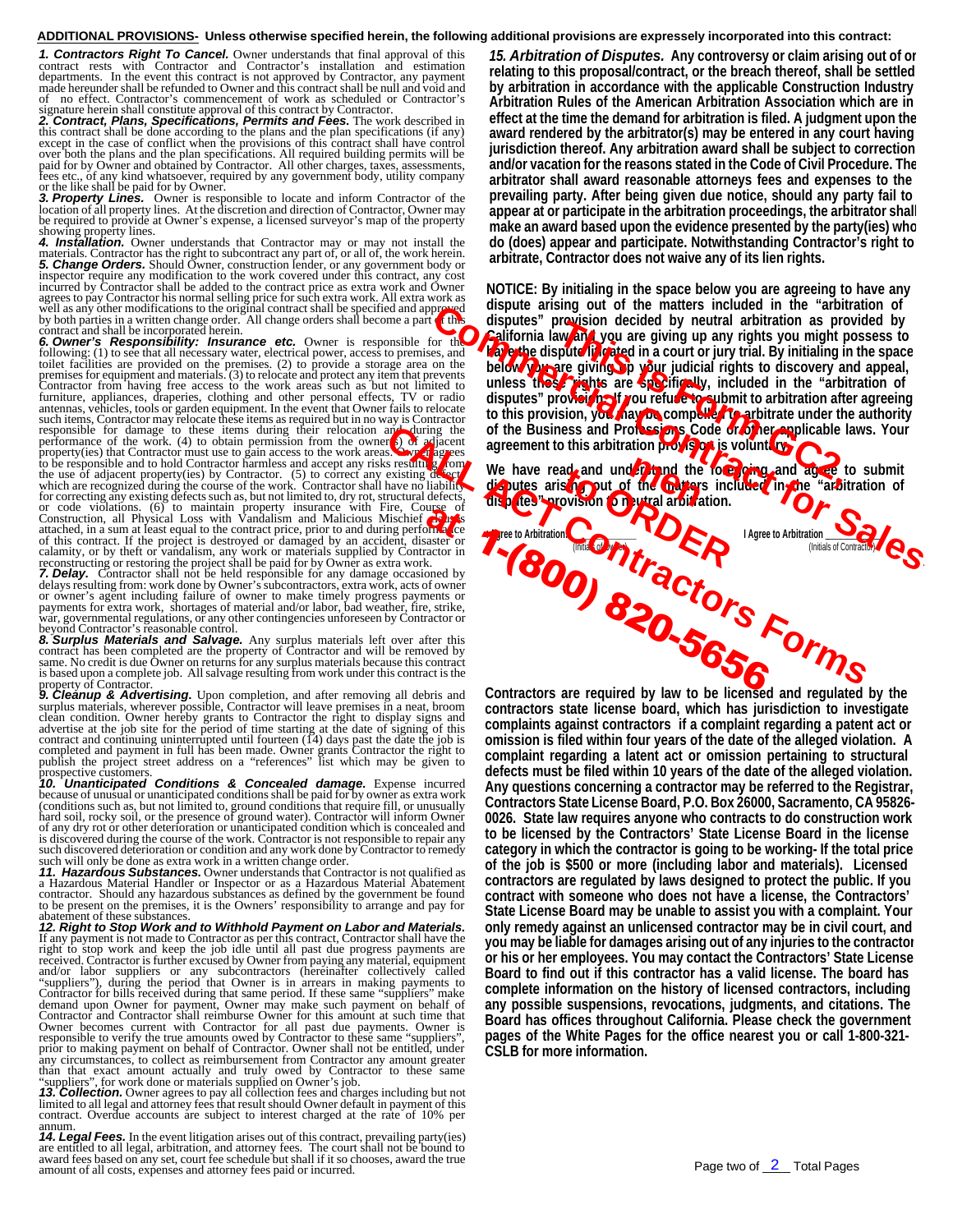**ADDITIONAL PROVISIONS- Unless otherwise specified herein, the following additional provisions are expressely incorporated into this contract:**

***1. Contractors Right To Cancel.*** Owner understands that final approval of this contract rests with Contractor and Contractor's installation and estimation departments. In the event this contract is not approved by Contractor, any payment made hereunder shall be refunded to Owner and this contract shall be null and void and of no effect. Contractor's commencement of work as scheduled or Contractor's signature herein shall constitute approval of this contract by Contractor.

***2. Contract, Plans, Specifications, Permits and Fees.*** The work described in this contract shall be done according to the plans and the plan specifications (if any) except in the case of conflict when the provisions of this contract shall have control over both the plans and the plan specifications. All required building permits will be paid for by Owner and obtained by Contractor. All other charges, taxes, assessments, fees etc., of any kind whatsoever, required by any government body, utility company or the like shall be paid for by Owner.

***3. Property Lines.*** Owner is responsible to locate and inform Contractor of the location of all property lines. At the discretion and direction of Contractor, Owner may be required to provide at Owner's expense, a licensed surveyor's map of the property showing property lines.

***4. Installation.*** Owner understands that Contractor may or may not install the materials. Contractor has the right to subcontract any part of, or all of, the work herein.

***5. Change Orders.*** Should Owner, construction lender, or any government body or inspector require any modification to the work covered under this contract, any cost incurred by Contractor shall be added to the contract price as extra work and Owner agrees to pay Contractor his normal selling price for such extra work. All extra work as well as any other modifications to the original contract shall be specified and approved by both parties in a written change order. All change orders shall become a part of this contract and shall be incorporated herein.

***6. Owner's Responsibility: Insurance etc.*** Owner is responsible for the following: (1) to see that all necessary water, electrical power, access to premises, and toilet facilities are provided on the premises. (2) to provide a storage area on the premises for equipment and materials. (3) to relocate and protect any item that prevents Contractor from having free access to the work areas such as but not limited to furniture, appliances, draperies, clothing and other personal effects, TV or radio antennas, vehicles, tools or garden equipment. In the event that Owner fails to relocate such items, Contractor may relocate these items as required but in no way is Contractor responsible for damage to these items during their relocation and during the performance of the work. (4) to obtain permission from the owner(s) of adjacent property(ies) that Contractor must use to gain access to the work areas. Owner agrees to be responsible and to hold Contractor harmless and accept any risks resulting from the use of adjacent property(ies) by Contractor. (5) to correct any existing defect which are recognized during the course of the work. Contractor shall have no liability for correcting any existing defects such as, but not limited to, dry rot, structural defects, or code violations. (6) to maintain property insurance with Fire, Course of Construction, all Physical Loss with Vandalism and Malicious Mischief clauses attached, in a sum at least equal to the contract price, prior to and during performance of this contract. If the project is destroyed or damaged by an accident, disaster or calamity, or by theft or vandalism, any work or materials supplied by Contractor in reconstructing or restoring the project shall be paid for by Owner as extra work.

***7. Delay.*** Contractor shall not be held responsible for any damage occasioned by delays resulting from: work done by Owner's subcontractors, extra work, acts of owner or owner's agent including failure of owner to make timely progress payments or payments for extra work, shortages of material and/or labor, bad weather, fire, strike, war, governmental regulations, or any other contingencies unforeseen by Contractor or beyond Contractor's reasonable control.

***8. Surplus Materials and Salvage.*** Any surplus materials left over after this contract has been completed are the property of Contractor and will be removed by same. No credit is due Owner on returns for any surplus materials because this contract is based upon a complete job. All salvage resulting from work under this contract is the property of Contractor.

***9. Cleanup & Advertising.*** Upon completion, and after removing all debris and surplus materials, wherever possible, Contractor will leave premises in a neat, broom clean condition. Owner hereby grants to Contractor the right to display signs and advertise at the job site for the period of time starting at the date of signing of this contract and continuing uninterrupted until fourteen (14) days past the date the job is completed and payment in full has been made. Owner grants Contractor the right to publish the project street address on a "references" list which may be given to prospective customers.

***10. Unanticipated Conditions & Concealed damage.*** Expense incurred because of unusual or unanticipated conditions shall be paid for by owner as extra work (conditions such as, but not limited to, ground conditions that require fill, or unusually hard soil, rocky soil, or the presence of ground water). Contractor will inform Owner of any dry rot or other deterioration or unanticipated condition which is concealed and is discovered during the course of the work. Contractor is not responsible to repair any such discovered deterioration or condition and any work done by Contractor to remedy such will only be done as extra work in a written change order.

***11. Hazardous Substances.*** Owner understands that Contractor is not qualified as a Hazardous Material Handler or Inspector or as a Hazardous Material Abatement contractor. Should any hazardous substances as defined by the government be found to be present on the premises, it is the Owners' responsibility to arrange and pay for abatement of these substances.

***12. Right to Stop Work and to Withhold Payment on Labor and Materials.*** If any payment is not made to Contractor as per this contract, Contractor shall have the right to stop work and keep the job idle until all past due progress payments are received. Contractor is further excused by Owner from paying any material, equipment and/or labor suppliers or any subcontractors (hereinafter collectively called "suppliers"), during the period that Owner is in arrears in making payments to Contractor for bills received during that same period. If these same "suppliers" make demand upon Owner for payment, Owner may make such payment on behalf of Contractor and Contractor shall reimburse Owner for this amount at such time that Owner becomes current with Contractor for all past due payments. Owner is responsible to verify the true amounts owed by Contractor to these same "suppliers", prior to making payment on behalf of Contractor. Owner shall not be entitled, under any circumstances, to collect as reimbursement from Contractor any amount greater than that exact amount actually and truly owed by Contractor to these same "suppliers", for work done or materials supplied on Owner's job.

***13. Collection.*** Owner agrees to pay all collection fees and charges including but not limited to all legal and attorney fees that result should Owner default in payment of this contract. Overdue accounts are subject to interest charged at the rate of 10% per annum.

***14. Legal Fees.*** In the event litigation arises out of this contract, prevailing party(ies) are entitled to all legal, arbitration, and attorney fees. The court shall not be bound to award fees based on any set, court fee schedule but shall if it so chooses, award the true amount of all costs, expenses and attorney fees paid or incurred.

***15. Arbitration of Disputes.* Any controversy or claim arising out of or relating to this proposal/contract, or the breach thereof, shall be settled by arbitration in accordance with the applicable Construction Industry Arbitration Rules of the American Arbitration Association which are in effect at the time the demand for arbitration is filed. A judgment upon the award rendered by the arbitrator(s) may be entered in any court having jurisdiction thereof. Any arbitration award shall be subject to correction and/or vacation for the reasons stated in the Code of Civil Procedure. The arbitrator shall award reasonable attorneys fees and expenses to the prevailing party. After being given due notice, should any party fail to appear at or participate in the arbitration proceedings, the arbitrator shall make an award based upon the evidence presented by the party(ies) who do (does) appear and participate. Notwithstanding Contractor's right to arbitrate, Contractor does not waive any of its lien rights.**

**NOTICE: By initialing in the space below you are agreeing to have any dispute arising out of the matters included in the "arbitration of disputes" provision decided by neutral arbitration as provided by California law and you are giving up any rights you might possess to have the dispute litigated in a court or jury trial. By initialing in the space below you are giving up your judicial rights to discovery and appeal, unless those rights are specifically included in the "arbitration of disputes" provision. If you refuse to submit to arbitration after agreeing to this provision, you may be compelled to arbitrate under the authority of the Business and Professions Code or other applicable laws. Your agreement to this arbitration provision is voluntary.**

**We have read and understand the foregoing and agree to submit disputes arising out of the matters included in the "arbitration of disputes" provision to neutral arbitration.**

I Agree to Arbitration ________ (Initials of Owner) I Agree to Arbitration ________ (Initials of Contractor)

**Contractors are required by law to be licensed and regulated by the contractors state license board, which has jurisdiction to investigate complaints against contractors if a complaint regarding a patent act or omission is filed within four years of the date of the alleged violation. A complaint regarding a latent act or omission pertaining to structural defects must be filed within 10 years of the date of the alleged violation. Any questions concerning a contractor may be referred to the Registrar, Contractors State License Board, P.O. Box 26000, Sacramento, CA 95826-0026. State law requires anyone who contracts to do construction work to be licensed by the Contractors' State License Board in the license category in which the contractor is going to be working- If the total price of the job is $500 or more (including labor and materials). Licensed contractors are regulated by laws designed to protect the public. If you contract with someone who does not have a license, the Contractors' State License Board may be unable to assist you with a complaint. Your only remedy against an unlicensed contractor may be in civil court, and you may be liable for damages arising out of any injuries to the contractor or his or her employees. You may contact the Contractors' State License Board to find out if this contractor has a valid license. The board has complete information on the history of licensed contractors, including any possible suspensions, revocations, judgments, and citations. The Board has offices throughout California. Please check the government pages of the White Pages for the office nearest you or call 1-800-321-CSLB for more information.**

Commercial This is Form GC2, Contract when CALL ACT Contractors Forms to ORDER for Sales at 1-(800) 820-5656